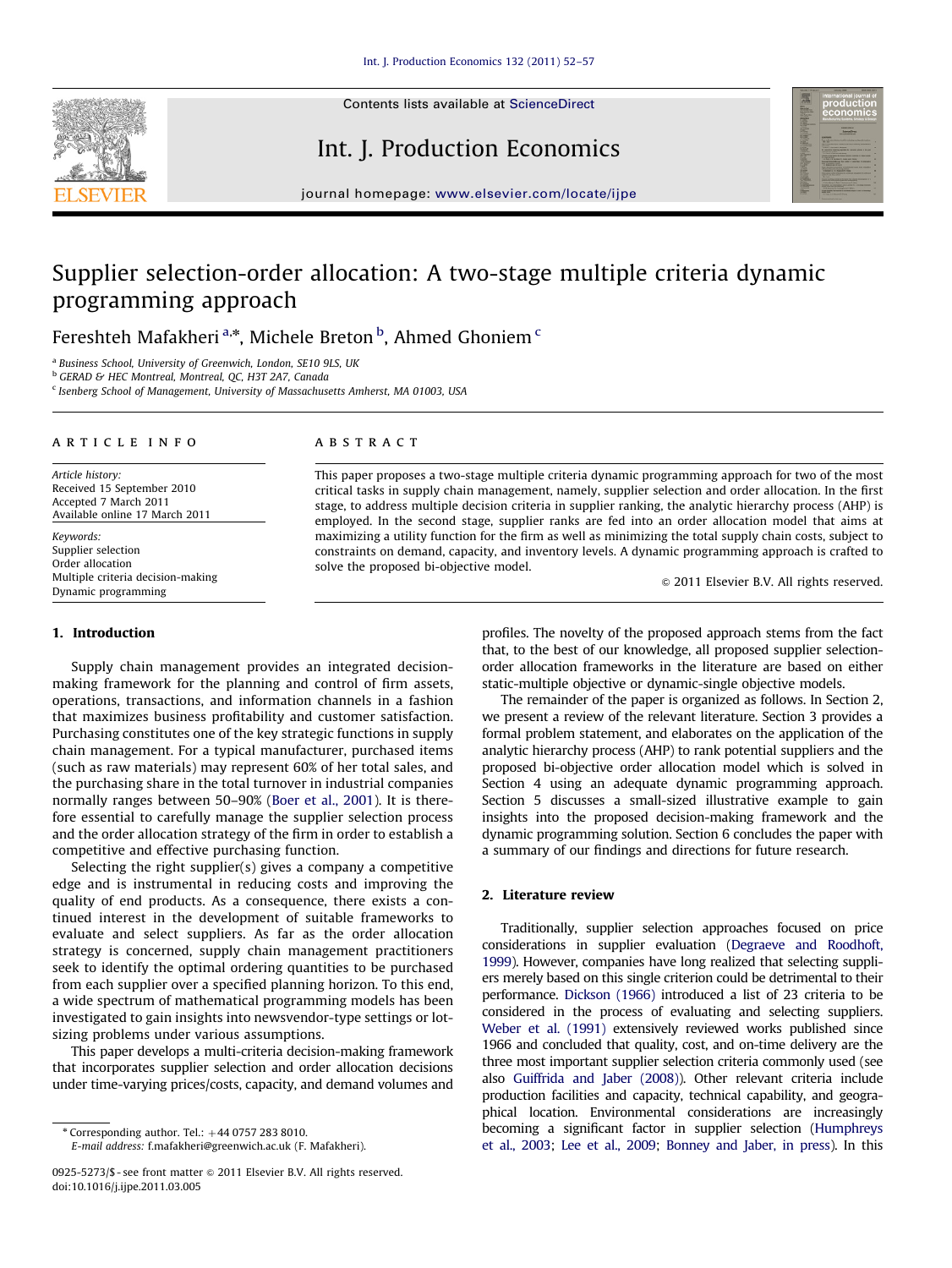# Supplier selection-order allocation: A two-stage multiple criteria dynamic programming approach

Fereshteh Mafakheri [a,*], Michele Breton [b], Ahmed Ghoniem [c]

[a] Business School, University of Greenwich, London, SE10 9LS, UK
[b] GERAD & HEC Montreal, Montreal, QC, H3T 2A7, Canada
[c] Isenberg School of Management, University of Massachusetts Amherst, MA 01003, USA

**ARTICLE INFO**

*Article history:*
Received 15 September 2010
Accepted 7 March 2011
Available online 17 March 2011

*Keywords:*
Supplier selection
Order allocation
Multiple criteria decision-making
Dynamic programming

**ABSTRACT**

This paper proposes a two-stage multiple criteria dynamic programming approach for two of the most critical tasks in supply chain management, namely, supplier selection and order allocation. In the first stage, to address multiple decision criteria in supplier ranking, the analytic hierarchy process (AHP) is employed. In the second stage, supplier ranks are fed into an order allocation model that aims at maximizing a utility function for the firm as well as minimizing the total supply chain costs, subject to constraints on demand, capacity, and inventory levels. A dynamic programming approach is crafted to solve the proposed bi-objective model.

© 2011 Elsevier B.V. All rights reserved.

## 1. Introduction

Supply chain management provides an integrated decision-making framework for the planning and control of firm assets, operations, transactions, and information channels in a fashion that maximizes business profitability and customer satisfaction. Purchasing constitutes one of the key strategic functions in supply chain management. For a typical manufacturer, purchased items (such as raw materials) may represent 60% of her total sales, and the purchasing share in the total turnover in industrial companies normally ranges between 50–90% (Boer et al., 2001). It is therefore essential to carefully manage the supplier selection process and the order allocation strategy of the firm in order to establish a competitive and effective purchasing function.

Selecting the right supplier(s) gives a company a competitive edge and is instrumental in reducing costs and improving the quality of end products. As a consequence, there exists a continued interest in the development of suitable frameworks to evaluate and select suppliers. As far as the order allocation strategy is concerned, supply chain management practitioners seek to identify the optimal ordering quantities to be purchased from each supplier over a specified planning horizon. To this end, a wide spectrum of mathematical programming models has been investigated to gain insights into newsvendor-type settings or lot-sizing problems under various assumptions.

This paper develops a multi-criteria decision-making framework that incorporates supplier selection and order allocation decisions under time-varying prices/costs, capacity, and demand volumes and profiles. The novelty of the proposed approach stems from the fact that, to the best of our knowledge, all proposed supplier selection-order allocation frameworks in the literature are based on either static-multiple objective or dynamic-single objective models.

The remainder of the paper is organized as follows. In Section 2, we present a review of the relevant literature. Section 3 provides a formal problem statement, and elaborates on the application of the analytic hierarchy process (AHP) to rank potential suppliers and the proposed bi-objective order allocation model which is solved in Section 4 using an adequate dynamic programming approach. Section 5 discusses a small-sized illustrative example to gain insights into the proposed decision-making framework and the dynamic programming solution. Section 6 concludes the paper with a summary of our findings and directions for future research.

## 2. Literature review

Traditionally, supplier selection approaches focused on price considerations in supplier evaluation (Degraeve and Roodhoft, 1999). However, companies have long realized that selecting suppliers merely based on this single criterion could be detrimental to their performance. Dickson (1966) introduced a list of 23 criteria to be considered in the process of evaluating and selecting suppliers. Weber et al. (1991) extensively reviewed works published since 1966 and concluded that quality, cost, and on-time delivery are the three most important supplier selection criteria commonly used (see also Guiffrida and Jaber (2008)). Other relevant criteria include production facilities and capacity, technical capability, and geographical location. Environmental considerations are increasingly becoming a significant factor in supplier selection (Humphreys et al., 2003; Lee et al., 2009; Bonney and Jaber, in press). In this

* Corresponding author. Tel.: +44 0757 283 8010.
E-mail address: f.mafakheri@greenwich.ac.uk (F. Mafakheri).

0925-5273/$ - see front matter © 2011 Elsevier B.V. All rights reserved.
doi:10.1016/j.ijpe.2011.03.005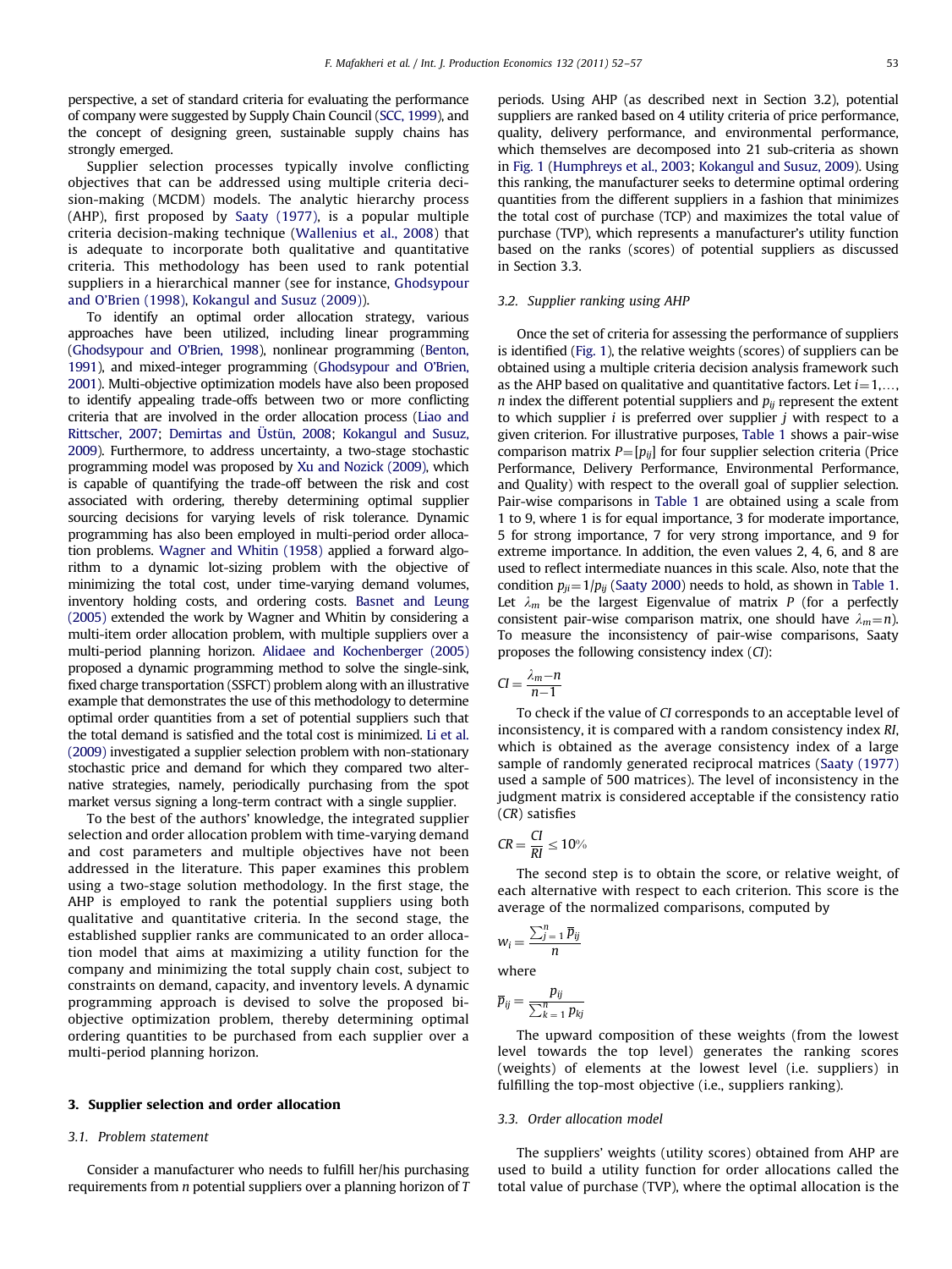perspective, a set of standard criteria for evaluating the performance of company were suggested by Supply Chain Council (SCC, 1999), and the concept of designing green, sustainable supply chains has strongly emerged.

Supplier selection processes typically involve conflicting objectives that can be addressed using multiple criteria decision-making (MCDM) models. The analytic hierarchy process (AHP), first proposed by Saaty (1977), is a popular multiple criteria decision-making technique (Wallenius et al., 2008) that is adequate to incorporate both qualitative and quantitative criteria. This methodology has been used to rank potential suppliers in a hierarchical manner (see for instance, Ghodsypour and O'Brien (1998), Kokangul and Susuz (2009)).

To identify an optimal order allocation strategy, various approaches have been utilized, including linear programming (Ghodsypour and O'Brien, 1998), nonlinear programming (Benton, 1991), and mixed-integer programming (Ghodsypour and O'Brien, 2001). Multi-objective optimization models have also been proposed to identify appealing trade-offs between two or more conflicting criteria that are involved in the order allocation process (Liao and Rittscher, 2007; Demirtas and Üstün, 2008; Kokangul and Susuz, 2009). Furthermore, to address uncertainty, a two-stage stochastic programming model was proposed by Xu and Nozick (2009), which is capable of quantifying the trade-off between the risk and cost associated with ordering, thereby determining optimal supplier sourcing decisions for varying levels of risk tolerance. Dynamic programming has also been employed in multi-period order allocation problems. Wagner and Whitin (1958) applied a forward algorithm to a dynamic lot-sizing problem with the objective of minimizing the total cost, under time-varying demand volumes, inventory holding costs, and ordering costs. Basnet and Leung (2005) extended the work by Wagner and Whitin by considering a multi-item order allocation problem, with multiple suppliers over a multi-period planning horizon. Alidaee and Kochenberger (2005) proposed a dynamic programming method to solve the single-sink, fixed charge transportation (SSFCT) problem along with an illustrative example that demonstrates the use of this methodology to determine optimal order quantities from a set of potential suppliers such that the total demand is satisfied and the total cost is minimized. Li et al. (2009) investigated a supplier selection problem with non-stationary stochastic price and demand for which they compared two alternative strategies, namely, periodically purchasing from the spot market versus signing a long-term contract with a single supplier.

To the best of the authors' knowledge, the integrated supplier selection and order allocation problem with time-varying demand and cost parameters and multiple objectives have not been addressed in the literature. This paper examines this problem using a two-stage solution methodology. In the first stage, the AHP is employed to rank the potential suppliers using both qualitative and quantitative criteria. In the second stage, the established supplier ranks are communicated to an order allocation model that aims at maximizing a utility function for the company and minimizing the total supply chain cost, subject to constraints on demand, capacity, and inventory levels. A dynamic programming approach is devised to solve the proposed bi-objective optimization problem, thereby determining optimal ordering quantities to be purchased from each supplier over a multi-period planning horizon.

## 3. Supplier selection and order allocation

### 3.1. Problem statement

Consider a manufacturer who needs to fulfill her/his purchasing requirements from $n$ potential suppliers over a planning horizon of $T$ periods. Using AHP (as described next in Section 3.2), potential suppliers are ranked based on 4 utility criteria of price performance, quality, delivery performance, and environmental performance, which themselves are decomposed into 21 sub-criteria as shown in Fig. 1 (Humphreys et al., 2003; Kokangul and Susuz, 2009). Using this ranking, the manufacturer seeks to determine optimal ordering quantities from the different suppliers in a fashion that minimizes the total cost of purchase (TCP) and maximizes the total value of purchase (TVP), which represents a manufacturer's utility function based on the ranks (scores) of potential suppliers as discussed in Section 3.3.

### 3.2. Supplier ranking using AHP

Once the set of criteria for assessing the performance of suppliers is identified (Fig. 1), the relative weights (scores) of suppliers can be obtained using a multiple criteria decision analysis framework such as the AHP based on qualitative and quantitative factors. Let $i=1,\ldots,n$ index the different potential suppliers and $p_{ij}$ represent the extent to which supplier $i$ is preferred over supplier $j$ with respect to a given criterion. For illustrative purposes, Table 1 shows a pair-wise comparison matrix $P=[p_{ij}]$ for four supplier selection criteria (Price Performance, Delivery Performance, Environmental Performance, and Quality) with respect to the overall goal of supplier selection. Pair-wise comparisons in Table 1 are obtained using a scale from 1 to 9, where 1 is for equal importance, 3 for moderate importance, 5 for strong importance, 7 for very strong importance, and 9 for extreme importance. In addition, the even values 2, 4, 6, and 8 are used to reflect intermediate nuances in this scale. Also, note that the condition $p_{ji}=1/p_{ij}$ (Saaty 2000) needs to hold, as shown in Table 1. Let $\lambda_m$ be the largest Eigenvalue of matrix $P$ (for a perfectly consistent pair-wise comparison matrix, one should have $\lambda_m=n$). To measure the inconsistency of pair-wise comparisons, Saaty proposes the following consistency index ($CI$):

$$CI=\frac{\lambda_m-n}{n-1}$$

To check if the value of $CI$ corresponds to an acceptable level of inconsistency, it is compared with a random consistency index $RI$, which is obtained as the average consistency index of a large sample of randomly generated reciprocal matrices (Saaty (1977) used a sample of 500 matrices). The level of inconsistency in the judgment matrix is considered acceptable if the consistency ratio ($CR$) satisfies

$$CR=\frac{CI}{RI}\leq 10\%$$

The second step is to obtain the score, or relative weight, of each alternative with respect to each criterion. This score is the average of the normalized comparisons, computed by

$$w_i=\frac{\sum_{j=1}^{n}\overline{p}_{ij}}{n}$$

where

$$\overline{p}_{ij}=\frac{p_{ij}}{\sum_{k=1}^{n}p_{kj}}$$

The upward composition of these weights (from the lowest level towards the top level) generates the ranking scores (weights) of elements at the lowest level (i.e. suppliers) in fulfilling the top-most objective (i.e., suppliers ranking).

### 3.3. Order allocation model

The suppliers' weights (utility scores) obtained from AHP are used to build a utility function for order allocations called the total value of purchase (TVP), where the optimal allocation is the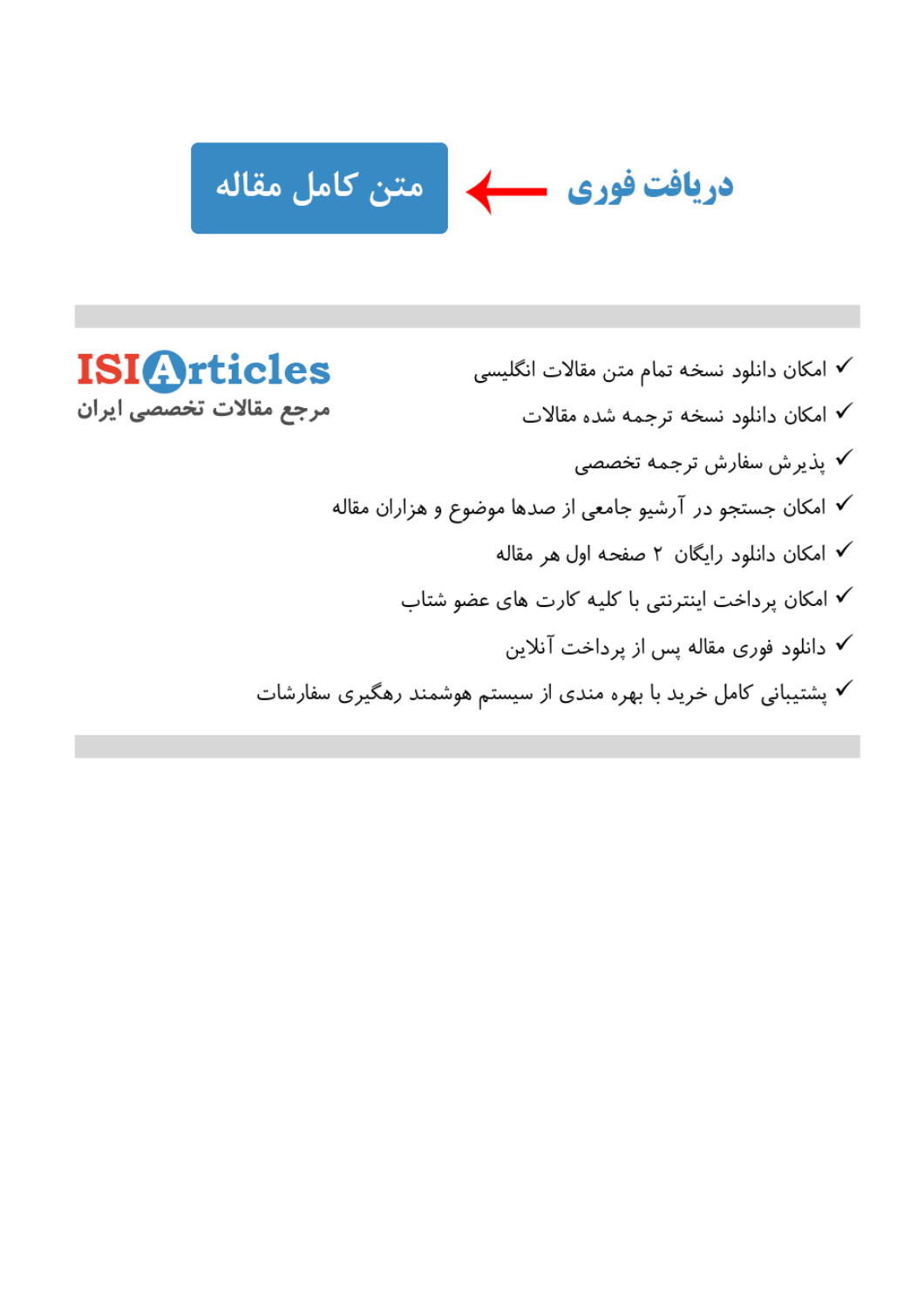**متن کامل مقاله** ← **دریافت فوری**

---

**ISIArticles**
مرجع مقالات تخصصی ایران

- ✓ امکان دانلود نسخه تمام متن مقالات انگلیسی
- ✓ امکان دانلود نسخه ترجمه شده مقالات
- ✓ پذیرش سفارش ترجمه تخصصی
- ✓ امکان جستجو در آرشیو جامعی از صدها موضوع و هزاران مقاله
- ✓ امکان دانلود رایگان ۲ صفحه اول هر مقاله
- ✓ امکان پرداخت اینترنتی با کلیه کارت های عضو شتاب
- ✓ دانلود فوری مقاله پس از پرداخت آنلاین
- ✓ پشتیبانی کامل خرید با بهره مندی از سیستم هوشمند رهگیری سفارشات

---